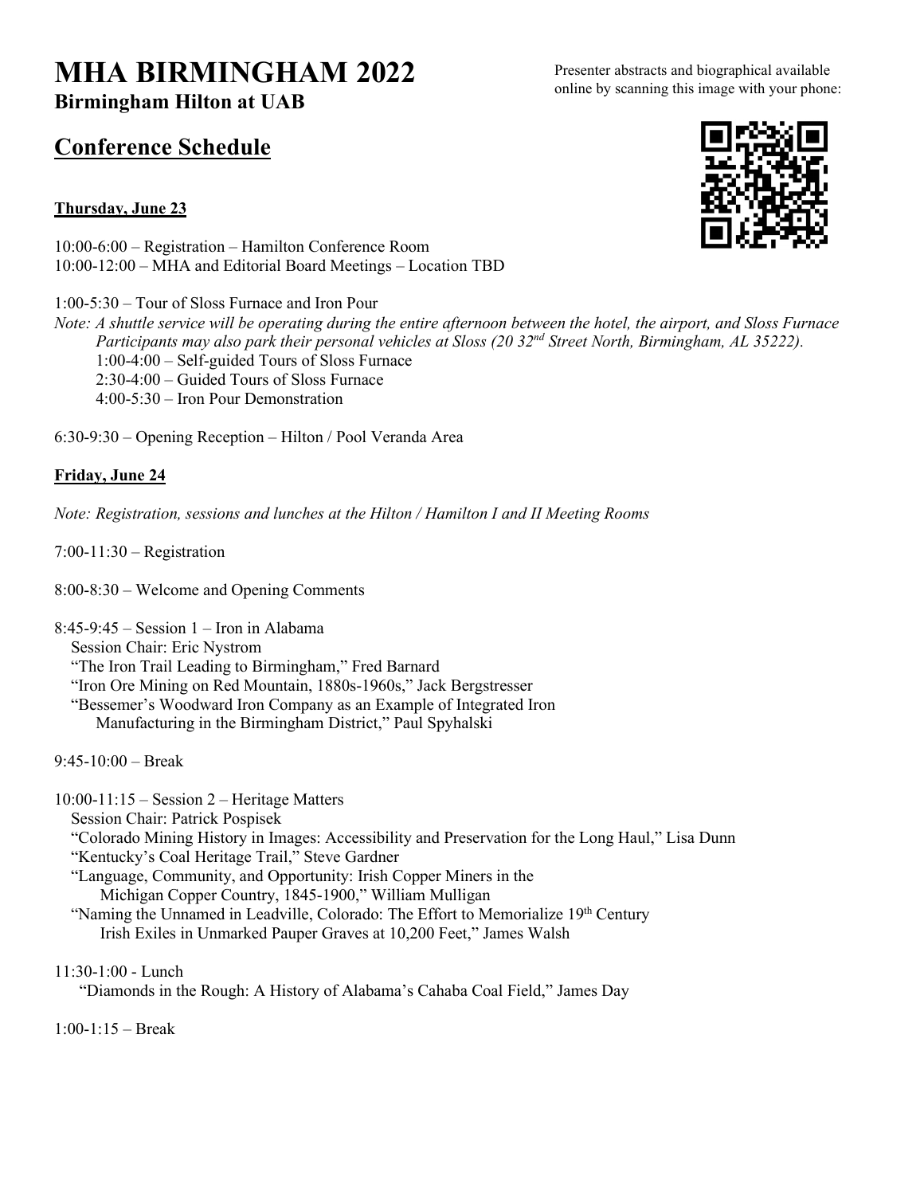# MHA BIRMINGHAM 2022

**Birmingham Hilton at UAB**

Presenter abstracts and biographical available online by scanning this image with your phone:

## Conference Schedule

### Thursday, June 23

10:00-6:00 – Registration – Hamilton Conference Room
10:00-12:00 – MHA and Editorial Board Meetings – Location TBD

1:00-5:30 – Tour of Sloss Furnace and Iron Pour
*Note: A shuttle service will be operating during the entire afternoon between the hotel, the airport, and Sloss Furnace Participants may also park their personal vehicles at Sloss (20 32nd Street North, Birmingham, AL 35222).*

- 1:00-4:00 – Self-guided Tours of Sloss Furnace
- 2:30-4:00 – Guided Tours of Sloss Furnace
- 4:00-5:30 – Iron Pour Demonstration

6:30-9:30 – Opening Reception – Hilton / Pool Veranda Area

### Friday, June 24

*Note: Registration, sessions and lunches at the Hilton / Hamilton I and II Meeting Rooms*

7:00-11:30 – Registration

8:00-8:30 – Welcome and Opening Comments

8:45-9:45 – Session 1 – Iron in Alabama
Session Chair: Eric Nystrom
"The Iron Trail Leading to Birmingham," Fred Barnard
"Iron Ore Mining on Red Mountain, 1880s-1960s," Jack Bergstresser
"Bessemer's Woodward Iron Company as an Example of Integrated Iron Manufacturing in the Birmingham District," Paul Spyhalski

9:45-10:00 – Break

10:00-11:15 – Session 2 – Heritage Matters
Session Chair: Patrick Pospisek
"Colorado Mining History in Images: Accessibility and Preservation for the Long Haul," Lisa Dunn
"Kentucky's Coal Heritage Trail," Steve Gardner
"Language, Community, and Opportunity: Irish Copper Miners in the Michigan Copper Country, 1845-1900," William Mulligan
"Naming the Unnamed in Leadville, Colorado: The Effort to Memorialize 19th Century Irish Exiles in Unmarked Pauper Graves at 10,200 Feet," James Walsh

11:30-1:00 - Lunch
"Diamonds in the Rough: A History of Alabama's Cahaba Coal Field," James Day

1:00-1:15 – Break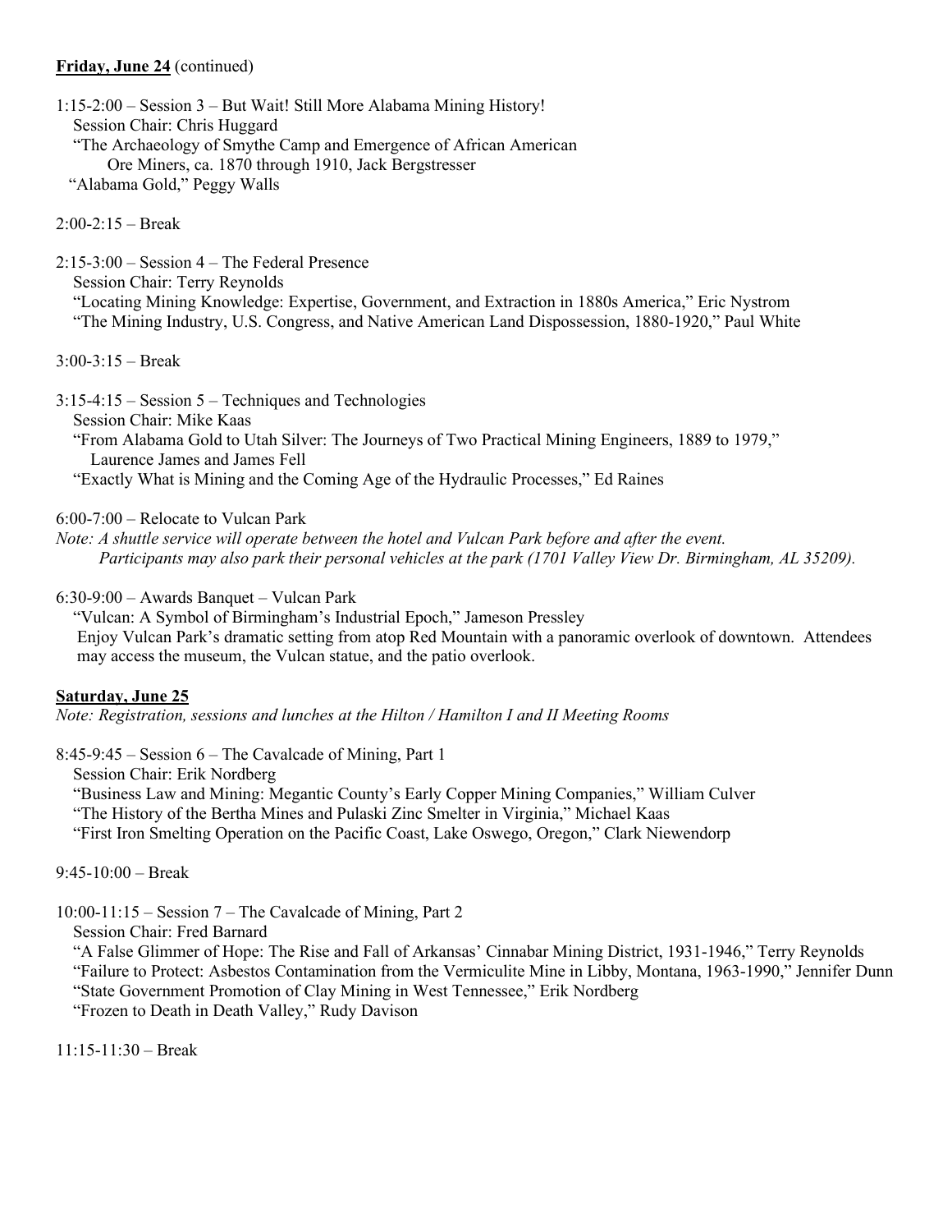**Friday, June 24** (continued)

1:15-2:00 – Session 3 – But Wait! Still More Alabama Mining History!
Session Chair: Chris Huggard
"The Archaeology of Smythe Camp and Emergence of African American Ore Miners, ca. 1870 through 1910, Jack Bergstresser
"Alabama Gold," Peggy Walls

2:00-2:15 – Break

2:15-3:00 – Session 4 – The Federal Presence
Session Chair: Terry Reynolds
"Locating Mining Knowledge: Expertise, Government, and Extraction in 1880s America," Eric Nystrom
"The Mining Industry, U.S. Congress, and Native American Land Dispossession, 1880-1920," Paul White

3:00-3:15 – Break

3:15-4:15 – Session 5 – Techniques and Technologies
Session Chair: Mike Kaas
"From Alabama Gold to Utah Silver: The Journeys of Two Practical Mining Engineers, 1889 to 1979," Laurence James and James Fell
"Exactly What is Mining and the Coming Age of the Hydraulic Processes," Ed Raines

6:00-7:00 – Relocate to Vulcan Park
*Note: A shuttle service will operate between the hotel and Vulcan Park before and after the event. Participants may also park their personal vehicles at the park (1701 Valley View Dr. Birmingham, AL 35209).*

6:30-9:00 – Awards Banquet – Vulcan Park
"Vulcan: A Symbol of Birmingham's Industrial Epoch," Jameson Pressley
Enjoy Vulcan Park's dramatic setting from atop Red Mountain with a panoramic overlook of downtown. Attendees may access the museum, the Vulcan statue, and the patio overlook.

**Saturday, June 25**
*Note: Registration, sessions and lunches at the Hilton / Hamilton I and II Meeting Rooms*

8:45-9:45 – Session 6 – The Cavalcade of Mining, Part 1
Session Chair: Erik Nordberg
"Business Law and Mining: Megantic County's Early Copper Mining Companies," William Culver
"The History of the Bertha Mines and Pulaski Zinc Smelter in Virginia," Michael Kaas
"First Iron Smelting Operation on the Pacific Coast, Lake Oswego, Oregon," Clark Niewendorp

9:45-10:00 – Break

10:00-11:15 – Session 7 – The Cavalcade of Mining, Part 2
Session Chair: Fred Barnard
"A False Glimmer of Hope: The Rise and Fall of Arkansas' Cinnabar Mining District, 1931-1946," Terry Reynolds
"Failure to Protect: Asbestos Contamination from the Vermiculite Mine in Libby, Montana, 1963-1990," Jennifer Dunn
"State Government Promotion of Clay Mining in West Tennessee," Erik Nordberg
"Frozen to Death in Death Valley," Rudy Davison

11:15-11:30 – Break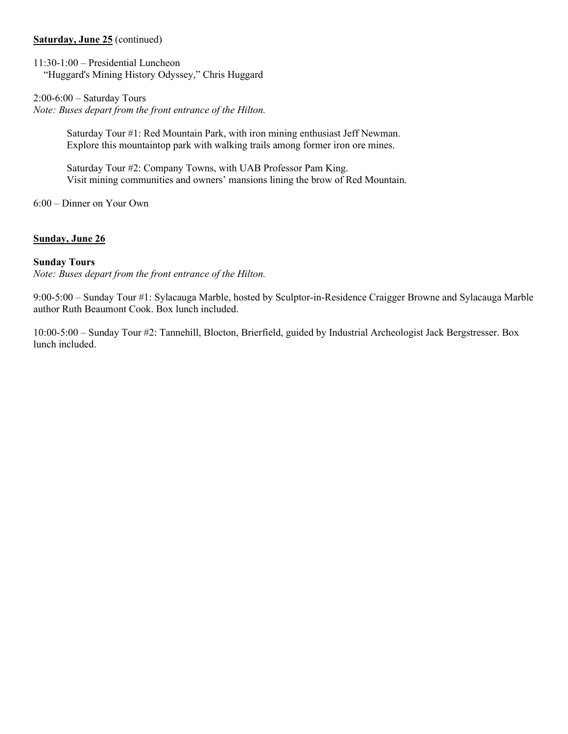**Saturday, June 25** (continued)

11:30-1:00 – Presidential Luncheon
"Huggard's Mining History Odyssey," Chris Huggard

2:00-6:00 – Saturday Tours
*Note: Buses depart from the front entrance of the Hilton.*

Saturday Tour #1: Red Mountain Park, with iron mining enthusiast Jeff Newman.
Explore this mountaintop park with walking trails among former iron ore mines.

Saturday Tour #2: Company Towns, with UAB Professor Pam King.
Visit mining communities and owners' mansions lining the brow of Red Mountain.

6:00 – Dinner on Your Own

**Sunday, June 26**

**Sunday Tours**
*Note: Buses depart from the front entrance of the Hilton.*

9:00-5:00 – Sunday Tour #1: Sylacauga Marble, hosted by Sculptor-in-Residence Craigger Browne and Sylacauga Marble author Ruth Beaumont Cook. Box lunch included.

10:00-5:00 – Sunday Tour #2: Tannehill, Blocton, Brierfield, guided by Industrial Archeologist Jack Bergstresser. Box lunch included.